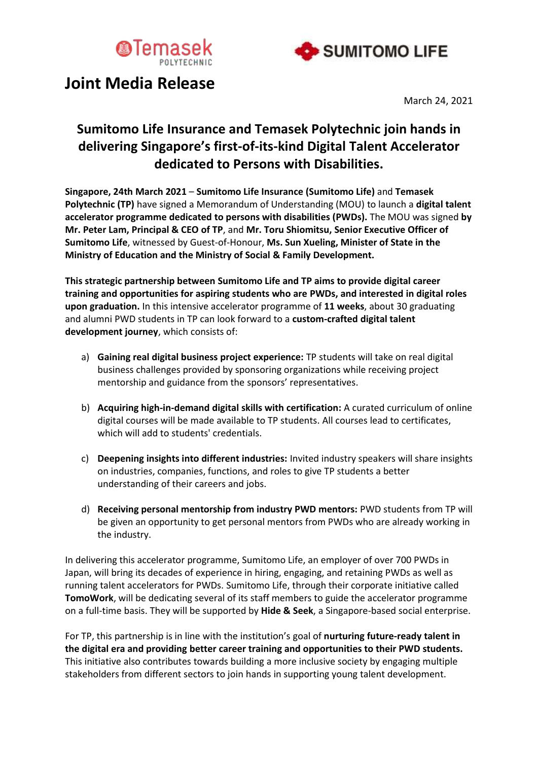# Joint Media Release

March 24, 2021

## Sumitomo Life Insurance and Temasek Polytechnic join hands in delivering Singapore's first-of-its-kind Digital Talent Accelerator dedicated to Persons with Disabilities.

**Singapore, 24th March 2021** – **Sumitomo Life Insurance (Sumitomo Life)** and **Temasek Polytechnic (TP)** have signed a Memorandum of Understanding (MOU) to launch a **digital talent accelerator programme dedicated to persons with disabilities (PWDs).** The MOU was signed **by Mr. Peter Lam, Principal & CEO of TP**, and **Mr. Toru Shiomitsu, Senior Executive Officer of Sumitomo Life**, witnessed by Guest-of-Honour, **Ms. Sun Xueling, Minister of State in the Ministry of Education and the Ministry of Social & Family Development.**

**This strategic partnership between Sumitomo Life and TP aims to provide digital career training and opportunities for aspiring students who are PWDs, and interested in digital roles upon graduation.** In this intensive accelerator programme of **11 weeks**, about 30 graduating and alumni PWD students in TP can look forward to a **custom-crafted digital talent development journey**, which consists of:

a) **Gaining real digital business project experience:** TP students will take on real digital business challenges provided by sponsoring organizations while receiving project mentorship and guidance from the sponsors' representatives.

b) **Acquiring high-in-demand digital skills with certification:** A curated curriculum of online digital courses will be made available to TP students. All courses lead to certificates, which will add to students' credentials.

c) **Deepening insights into different industries:** Invited industry speakers will share insights on industries, companies, functions, and roles to give TP students a better understanding of their careers and jobs.

d) **Receiving personal mentorship from industry PWD mentors:** PWD students from TP will be given an opportunity to get personal mentors from PWDs who are already working in the industry.

In delivering this accelerator programme, Sumitomo Life, an employer of over 700 PWDs in Japan, will bring its decades of experience in hiring, engaging, and retaining PWDs as well as running talent accelerators for PWDs. Sumitomo Life, through their corporate initiative called **TomoWork**, will be dedicating several of its staff members to guide the accelerator programme on a full-time basis. They will be supported by **Hide & Seek**, a Singapore-based social enterprise.

For TP, this partnership is in line with the institution's goal of **nurturing future-ready talent in the digital era and providing better career training and opportunities to their PWD students.** This initiative also contributes towards building a more inclusive society by engaging multiple stakeholders from different sectors to join hands in supporting young talent development.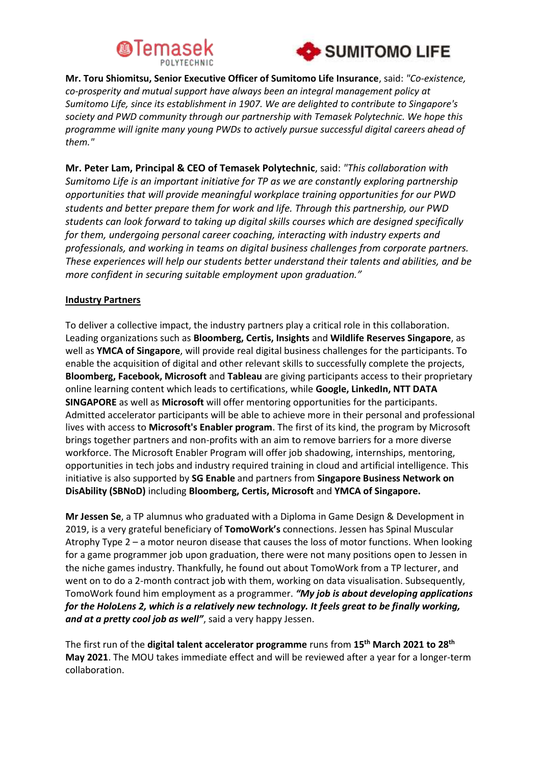**Mr. Toru Shiomitsu, Senior Executive Officer of Sumitomo Life Insurance**, said: *"Co-existence, co-prosperity and mutual support have always been an integral management policy at Sumitomo Life, since its establishment in 1907. We are delighted to contribute to Singapore's society and PWD community through our partnership with Temasek Polytechnic. We hope this programme will ignite many young PWDs to actively pursue successful digital careers ahead of them."*

**Mr. Peter Lam, Principal & CEO of Temasek Polytechnic**, said: *"This collaboration with Sumitomo Life is an important initiative for TP as we are constantly exploring partnership opportunities that will provide meaningful workplace training opportunities for our PWD students and better prepare them for work and life. Through this partnership, our PWD students can look forward to taking up digital skills courses which are designed specifically for them, undergoing personal career coaching, interacting with industry experts and professionals, and working in teams on digital business challenges from corporate partners. These experiences will help our students better understand their talents and abilities, and be more confident in securing suitable employment upon graduation."*

**Industry Partners**

To deliver a collective impact, the industry partners play a critical role in this collaboration. Leading organizations such as **Bloomberg, Certis, Insights** and **Wildlife Reserves Singapore**, as well as **YMCA of Singapore**, will provide real digital business challenges for the participants. To enable the acquisition of digital and other relevant skills to successfully complete the projects, **Bloomberg, Facebook, Microsoft** and **Tableau** are giving participants access to their proprietary online learning content which leads to certifications, while **Google, LinkedIn, NTT DATA SINGAPORE** as well as **Microsoft** will offer mentoring opportunities for the participants. Admitted accelerator participants will be able to achieve more in their personal and professional lives with access to **Microsoft's Enabler program**. The first of its kind, the program by Microsoft brings together partners and non-profits with an aim to remove barriers for a more diverse workforce. The Microsoft Enabler Program will offer job shadowing, internships, mentoring, opportunities in tech jobs and industry required training in cloud and artificial intelligence. This initiative is also supported by **SG Enable** and partners from **Singapore Business Network on DisAbility (SBNoD)** including **Bloomberg, Certis, Microsoft** and **YMCA of Singapore.**

**Mr Jessen Se**, a TP alumnus who graduated with a Diploma in Game Design & Development in 2019, is a very grateful beneficiary of **TomoWork's** connections. Jessen has Spinal Muscular Atrophy Type 2 – a motor neuron disease that causes the loss of motor functions. When looking for a game programmer job upon graduation, there were not many positions open to Jessen in the niche games industry. Thankfully, he found out about TomoWork from a TP lecturer, and went on to do a 2-month contract job with them, working on data visualisation. Subsequently, TomoWork found him employment as a programmer. ***"My job is about developing applications for the HoloLens 2, which is a relatively new technology. It feels great to be finally working, and at a pretty cool job as well"***, said a very happy Jessen.

The first run of the **digital talent accelerator programme** runs from **15th March 2021 to 28th May 2021**. The MOU takes immediate effect and will be reviewed after a year for a longer-term collaboration.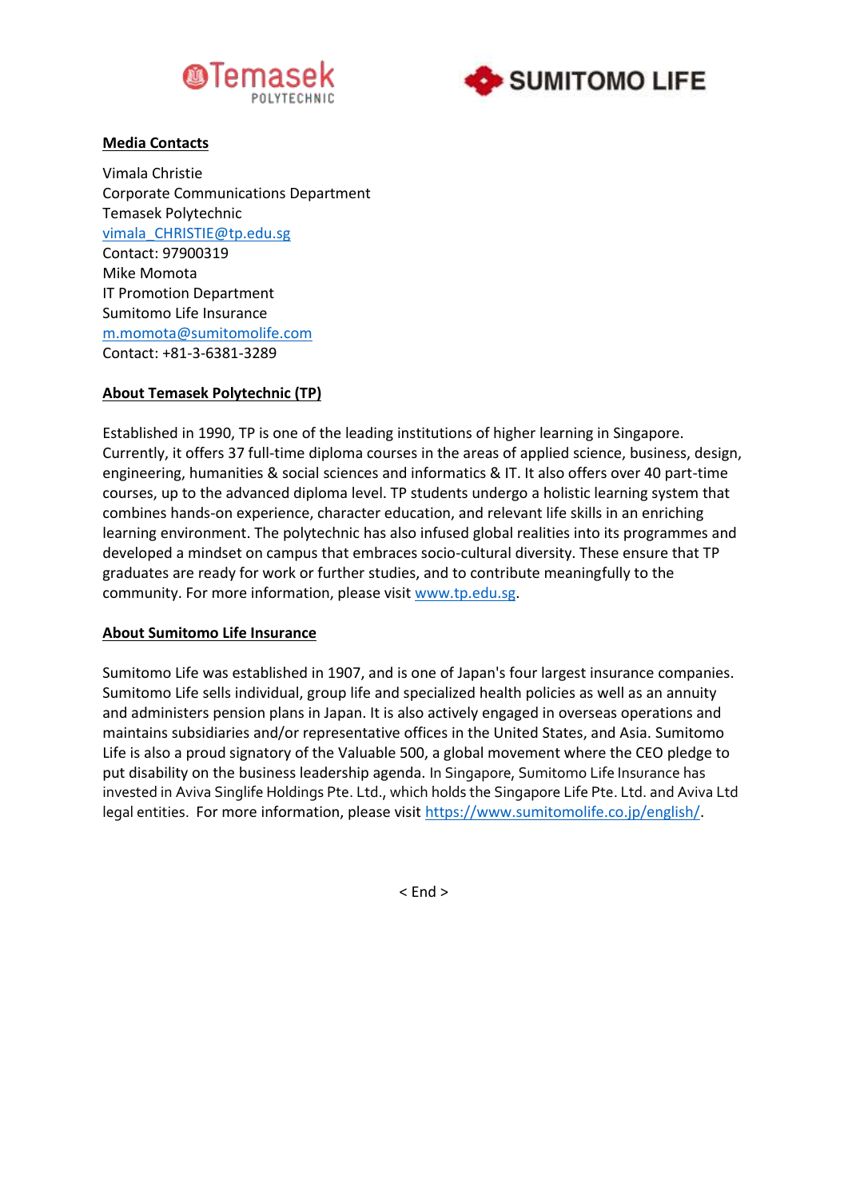**Media Contacts**

Vimala Christie
Corporate Communications Department
Temasek Polytechnic
vimala_CHRISTIE@tp.edu.sg
Contact: 97900319
Mike Momota
IT Promotion Department
Sumitomo Life Insurance
m.momota@sumitomolife.com
Contact: +81-3-6381-3289

**About Temasek Polytechnic (TP)**

Established in 1990, TP is one of the leading institutions of higher learning in Singapore. Currently, it offers 37 full-time diploma courses in the areas of applied science, business, design, engineering, humanities & social sciences and informatics & IT. It also offers over 40 part-time courses, up to the advanced diploma level. TP students undergo a holistic learning system that combines hands-on experience, character education, and relevant life skills in an enriching learning environment. The polytechnic has also infused global realities into its programmes and developed a mindset on campus that embraces socio-cultural diversity. These ensure that TP graduates are ready for work or further studies, and to contribute meaningfully to the community. For more information, please visit www.tp.edu.sg.

**About Sumitomo Life Insurance**

Sumitomo Life was established in 1907, and is one of Japan's four largest insurance companies. Sumitomo Life sells individual, group life and specialized health policies as well as an annuity and administers pension plans in Japan. It is also actively engaged in overseas operations and maintains subsidiaries and/or representative offices in the United States, and Asia. Sumitomo Life is also a proud signatory of the Valuable 500, a global movement where the CEO pledge to put disability on the business leadership agenda. In Singapore, Sumitomo Life Insurance has invested in Aviva Singlife Holdings Pte. Ltd., which holds the Singapore Life Pte. Ltd. and Aviva Ltd legal entities. For more information, please visit https://www.sumitomolife.co.jp/english/.

< End >